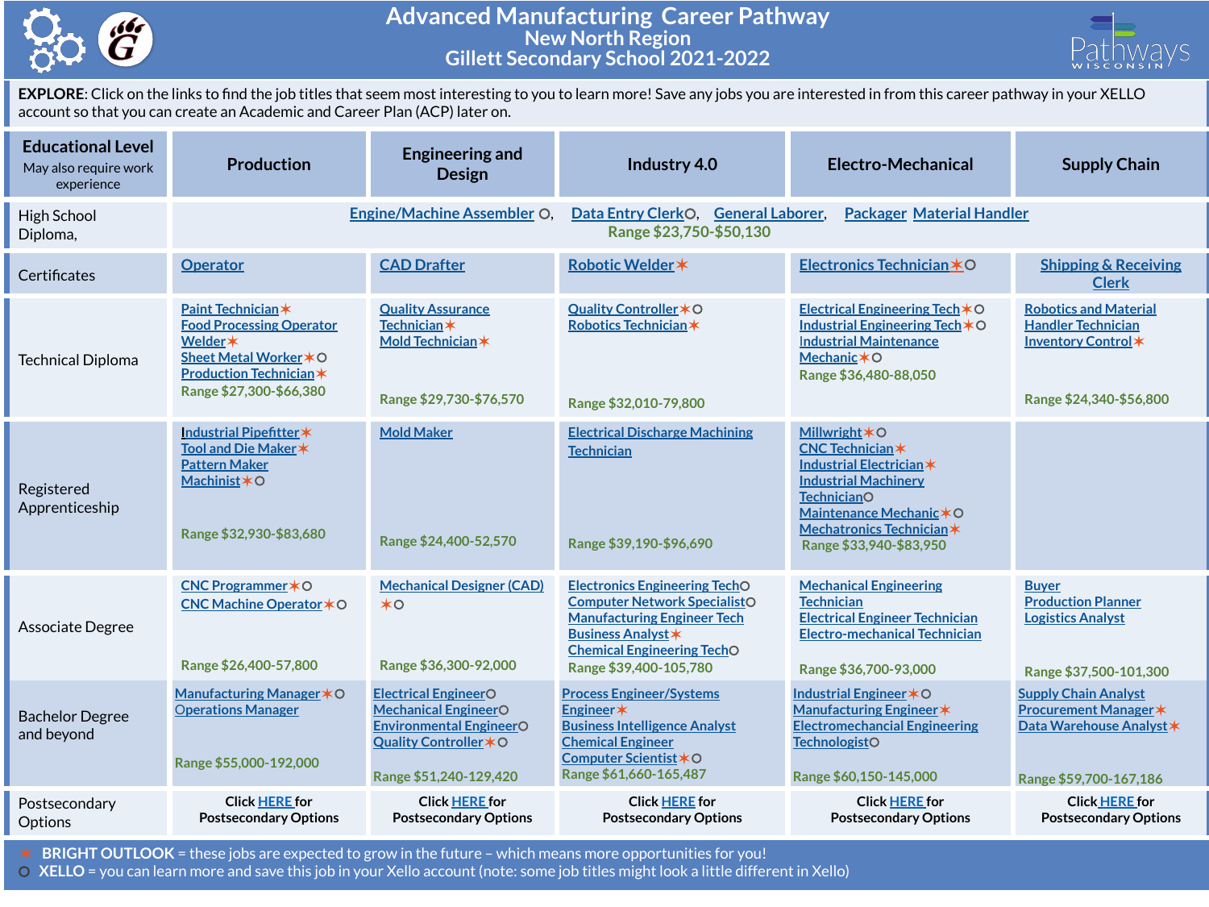# Advanced Manufacturing Career Pathway

## New North Region

## Gillett Secondary School 2021-2022

**EXPLORE**: Click on the links to find the job titles that seem most interesting to you to learn more! Save any jobs you are interested in from this career pathway in your XELLO account so that you can create an Academic and Career Plan (ACP) later on.

| Educational Level (May also require work experience) | Production | Engineering and Design | Industry 4.0 | Electro-Mechanical | Supply Chain |
|---|---|---|---|---|---|
| High School Diploma, | Engine/Machine Assembler ○, Data Entry Clerk○, General Laborer, Packager Material Handler<br>Range $23,750-$50,130 | | | | |
| Certificates | Operator | CAD Drafter | Robotic Welder✶ | Electronics Technician✶○ | Shipping & Receiving Clerk |
| Technical Diploma | Paint Technician✶<br>Food Processing Operator<br>Welder✶<br>Sheet Metal Worker✶○<br>Production Technician✶<br>Range $27,300-$66,380 | Quality Assurance Technician✶<br>Mold Technician✶<br>Range $29,730-$76,570 | Quality Controller✶○<br>Robotics Technician✶<br>Range $32,010-79,800 | Electrical Engineering Tech✶○<br>Industrial Engineering Tech✶○<br>Industrial Maintenance Mechanic✶○<br>Range $36,480-88,050 | Robotics and Material Handler Technician<br>Inventory Control✶<br>Range $24,340-$56,800 |
| Registered Apprenticeship | Industrial Pipefitter✶<br>Tool and Die Maker✶<br>Pattern Maker<br>Machinist✶○<br>Range $32,930-$83,680 | Mold Maker<br>Range $24,400-52,570 | Electrical Discharge Machining Technician<br>Range $39,190-$96,690 | Millwright✶○<br>CNC Technician✶<br>Industrial Electrician✶<br>Industrial Machinery Technician○<br>Maintenance Mechanic✶○<br>Mechatronics Technician✶<br>Range $33,940-$83,950 | |
| Associate Degree | CNC Programmer✶○<br>CNC Machine Operator✶○<br>Range $26,400-57,800 | Mechanical Designer (CAD) ✶○<br>Range $36,300-92,000 | Electronics Engineering Tech○<br>Computer Network Specialist○<br>Manufacturing Engineer Tech<br>Business Analyst✶<br>Chemical Engineering Tech○<br>Range $39,400-105,780 | Mechanical Engineering Technician<br>Electrical Engineer Technician<br>Electro-mechanical Technician<br>Range $36,700-93,000 | Buyer<br>Production Planner<br>Logistics Analyst<br>Range $37,500-101,300 |
| Bachelor Degree and beyond | Manufacturing Manager✶○<br>Operations Manager<br>Range $55,000-192,000 | Electrical Engineer○<br>Mechanical Engineer○<br>Environmental Engineer○<br>Quality Controller✶○<br>Range $51,240-129,420 | Process Engineer/Systems Engineer✶<br>Business Intelligence Analyst<br>Chemical Engineer<br>Computer Scientist✶○<br>Range $61,660-165,487 | Industrial Engineer✶○<br>Manufacturing Engineer✶<br>Electromechanical Engineering Technologist○<br>Range $60,150-145,000 | Supply Chain Analyst<br>Procurement Manager✶<br>Data Warehouse Analyst✶<br>Range $59,700-167,186 |
| Postsecondary Options | Click HERE for Postsecondary Options | Click HERE for Postsecondary Options | Click HERE for Postsecondary Options | Click HERE for Postsecondary Options | Click HERE for Postsecondary Options |

✶ **BRIGHT OUTLOOK** = these jobs are expected to grow in the future – which means more opportunities for you!

○ **XELLO** = you can learn more and save this job in your Xello account (note: some job titles might look a little different in Xello)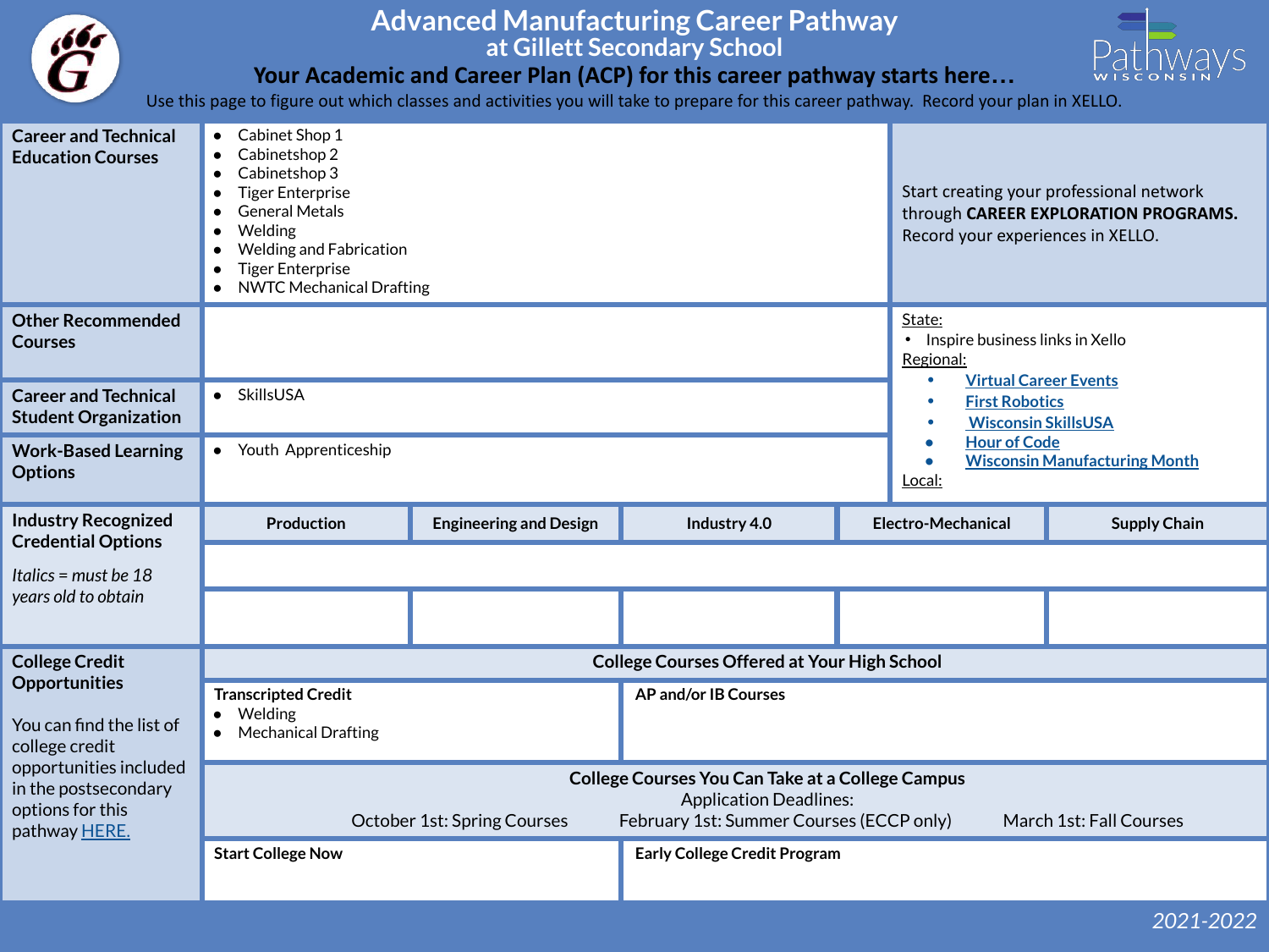# Advanced Manufacturing Career Pathway
## at Gillett Secondary School

**Your Academic and Career Plan (ACP) for this career pathway starts here…**

Use this page to figure out which classes and activities you will take to prepare for this career pathway. Record your plan in XELLO.

### Career and Technical Education Courses

- Cabinet Shop 1
- Cabinetshop 2
- Cabinetshop 3
- Tiger Enterprise
- General Metals
- Welding
- Welding and Fabrication
- Tiger Enterprise
- NWTC Mechanical Drafting

Start creating your professional network through **CAREER EXPLORATION PROGRAMS.** Record your experiences in XELLO.

### Other Recommended Courses

State:
- Inspire business links in Xello

Regional:
- Virtual Career Events
- First Robotics
- Wisconsin SkillsUSA
- Hour of Code
- Wisconsin Manufacturing Month

Local:

### Career and Technical Student Organization

- SkillsUSA

### Work-Based Learning Options

- Youth Apprenticeship

### Industry Recognized Credential Options

*Italics = must be 18 years old to obtain*

| Production | Engineering and Design | Industry 4.0 | Electro-Mechanical | Supply Chain |
|---|---|---|---|---|
| | | | | |
| | | | | |

### College Credit Opportunities

You can find the list of college credit opportunities included in the postsecondary options for this pathway HERE.

**College Courses Offered at Your High School**

| **Transcripted Credit** | **AP and/or IB Courses** |
|---|---|
| • Welding<br>• Mechanical Drafting | |

**College Courses You Can Take at a College Campus**

Application Deadlines:
October 1st: Spring Courses    February 1st: Summer Courses (ECCP only)    March 1st: Fall Courses

| **Start College Now** | **Early College Credit Program** |
|---|---|
| | |

*2021-2022*